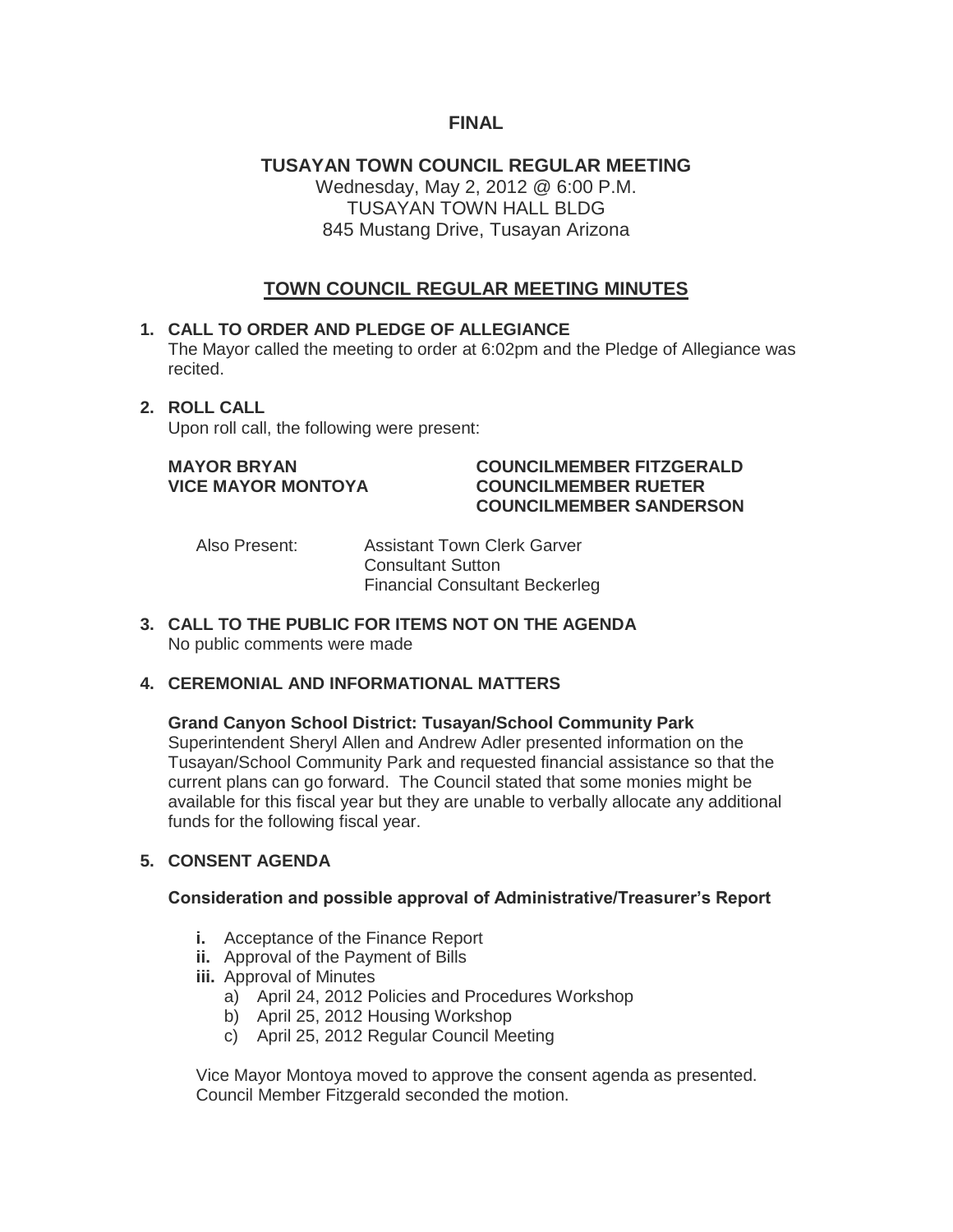**FINAL**

# TUSAYAN TOWN COUNCIL REGULAR MEETING

Wednesday, May 2, 2012 @ 6:00 P.M.
TUSAYAN TOWN HALL BLDG
845 Mustang Drive, Tusayan Arizona

## TOWN COUNCIL REGULAR MEETING MINUTES

**1. CALL TO ORDER AND PLEDGE OF ALLEGIANCE**

The Mayor called the meeting to order at 6:02pm and the Pledge of Allegiance was recited.

**2. ROLL CALL**

Upon roll call, the following were present:

| | |
|---|---|
| **MAYOR BRYAN** | **COUNCILMEMBER FITZGERALD** |
| **VICE MAYOR MONTOYA** | **COUNCILMEMBER RUETER** |
| | **COUNCILMEMBER SANDERSON** |

Also Present: Assistant Town Clerk Garver
Consultant Sutton
Financial Consultant Beckerleg

**3. CALL TO THE PUBLIC FOR ITEMS NOT ON THE AGENDA**

No public comments were made

**4. CEREMONIAL AND INFORMATIONAL MATTERS**

**Grand Canyon School District: Tusayan/School Community Park**

Superintendent Sheryl Allen and Andrew Adler presented information on the Tusayan/School Community Park and requested financial assistance so that the current plans can go forward. The Council stated that some monies might be available for this fiscal year but they are unable to verbally allocate any additional funds for the following fiscal year.

**5. CONSENT AGENDA**

**Consideration and possible approval of Administrative/Treasurer's Report**

- **i.** Acceptance of the Finance Report
- **ii.** Approval of the Payment of Bills
- **iii.** Approval of Minutes
  - a) April 24, 2012 Policies and Procedures Workshop
  - b) April 25, 2012 Housing Workshop
  - c) April 25, 2012 Regular Council Meeting

Vice Mayor Montoya moved to approve the consent agenda as presented. Council Member Fitzgerald seconded the motion.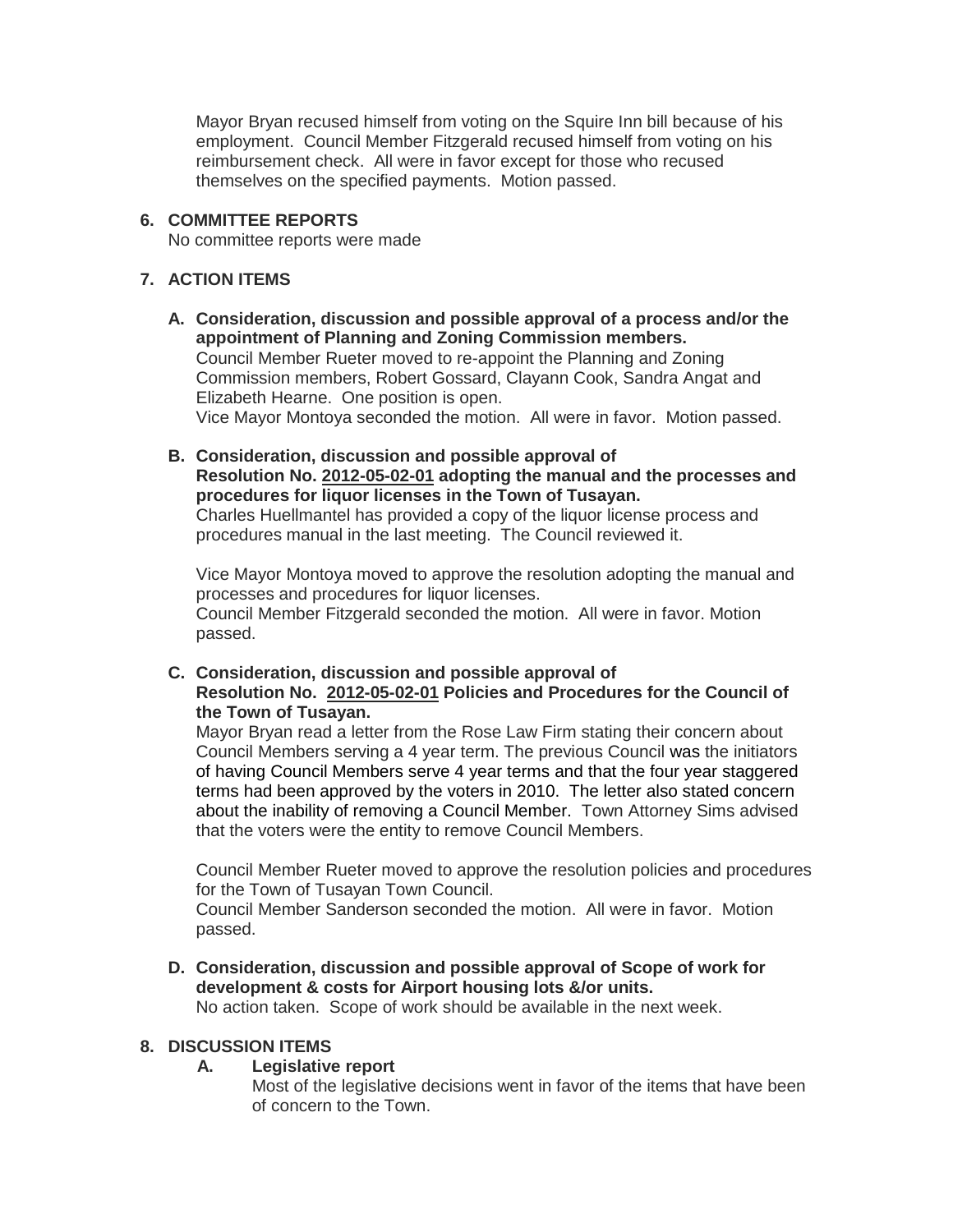Mayor Bryan recused himself from voting on the Squire Inn bill because of his employment. Council Member Fitzgerald recused himself from voting on his reimbursement check. All were in favor except for those who recused themselves on the specified payments. Motion passed.

**6. COMMITTEE REPORTS**

No committee reports were made

**7. ACTION ITEMS**

**A. Consideration, discussion and possible approval of a process and/or the appointment of Planning and Zoning Commission members.**

Council Member Rueter moved to re-appoint the Planning and Zoning Commission members, Robert Gossard, Clayann Cook, Sandra Angat and Elizabeth Hearne. One position is open.

Vice Mayor Montoya seconded the motion. All were in favor. Motion passed.

**B. Consideration, discussion and possible approval of Resolution No. 2012-05-02-01 adopting the manual and the processes and procedures for liquor licenses in the Town of Tusayan.**

Charles Huellmantel has provided a copy of the liquor license process and procedures manual in the last meeting. The Council reviewed it.

Vice Mayor Montoya moved to approve the resolution adopting the manual and processes and procedures for liquor licenses.

Council Member Fitzgerald seconded the motion. All were in favor. Motion passed.

**C. Consideration, discussion and possible approval of Resolution No. 2012-05-02-01 Policies and Procedures for the Council of the Town of Tusayan.**

Mayor Bryan read a letter from the Rose Law Firm stating their concern about Council Members serving a 4 year term. The previous Council was the initiators of having Council Members serve 4 year terms and that the four year staggered terms had been approved by the voters in 2010. The letter also stated concern about the inability of removing a Council Member. Town Attorney Sims advised that the voters were the entity to remove Council Members.

Council Member Rueter moved to approve the resolution policies and procedures for the Town of Tusayan Town Council.

Council Member Sanderson seconded the motion. All were in favor. Motion passed.

**D. Consideration, discussion and possible approval of Scope of work for development & costs for Airport housing lots &/or units.**

No action taken. Scope of work should be available in the next week.

**8. DISCUSSION ITEMS**

**A. Legislative report**

Most of the legislative decisions went in favor of the items that have been of concern to the Town.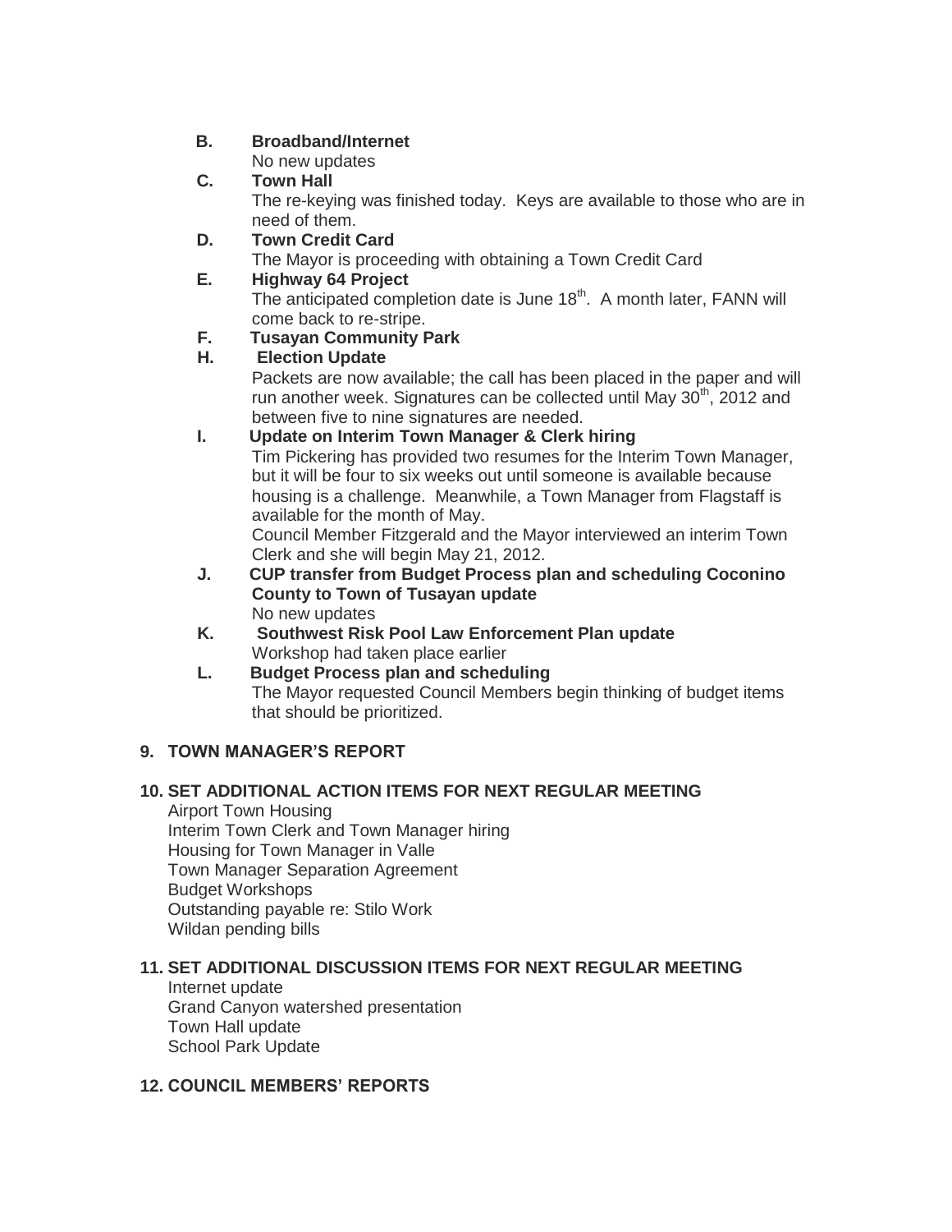**B. Broadband/Internet**

No new updates

**C. Town Hall**

The re-keying was finished today. Keys are available to those who are in need of them.

**D. Town Credit Card**

The Mayor is proceeding with obtaining a Town Credit Card

**E. Highway 64 Project**

The anticipated completion date is June 18th. A month later, FANN will come back to re-stripe.

**F. Tusayan Community Park**

**H. Election Update**

Packets are now available; the call has been placed in the paper and will run another week. Signatures can be collected until May 30th, 2012 and between five to nine signatures are needed.

**I. Update on Interim Town Manager & Clerk hiring**

Tim Pickering has provided two resumes for the Interim Town Manager, but it will be four to six weeks out until someone is available because housing is a challenge. Meanwhile, a Town Manager from Flagstaff is available for the month of May.

Council Member Fitzgerald and the Mayor interviewed an interim Town Clerk and she will begin May 21, 2012.

**J. CUP transfer from Budget Process plan and scheduling Coconino County to Town of Tusayan update**

No new updates

**K. Southwest Risk Pool Law Enforcement Plan update**

Workshop had taken place earlier

**L. Budget Process plan and scheduling**

The Mayor requested Council Members begin thinking of budget items that should be prioritized.

## 9. TOWN MANAGER'S REPORT

## 10. SET ADDITIONAL ACTION ITEMS FOR NEXT REGULAR MEETING

Airport Town Housing
Interim Town Clerk and Town Manager hiring
Housing for Town Manager in Valle
Town Manager Separation Agreement
Budget Workshops
Outstanding payable re: Stilo Work
Wildan pending bills

## 11. SET ADDITIONAL DISCUSSION ITEMS FOR NEXT REGULAR MEETING

Internet update
Grand Canyon watershed presentation
Town Hall update
School Park Update

## 12. COUNCIL MEMBERS' REPORTS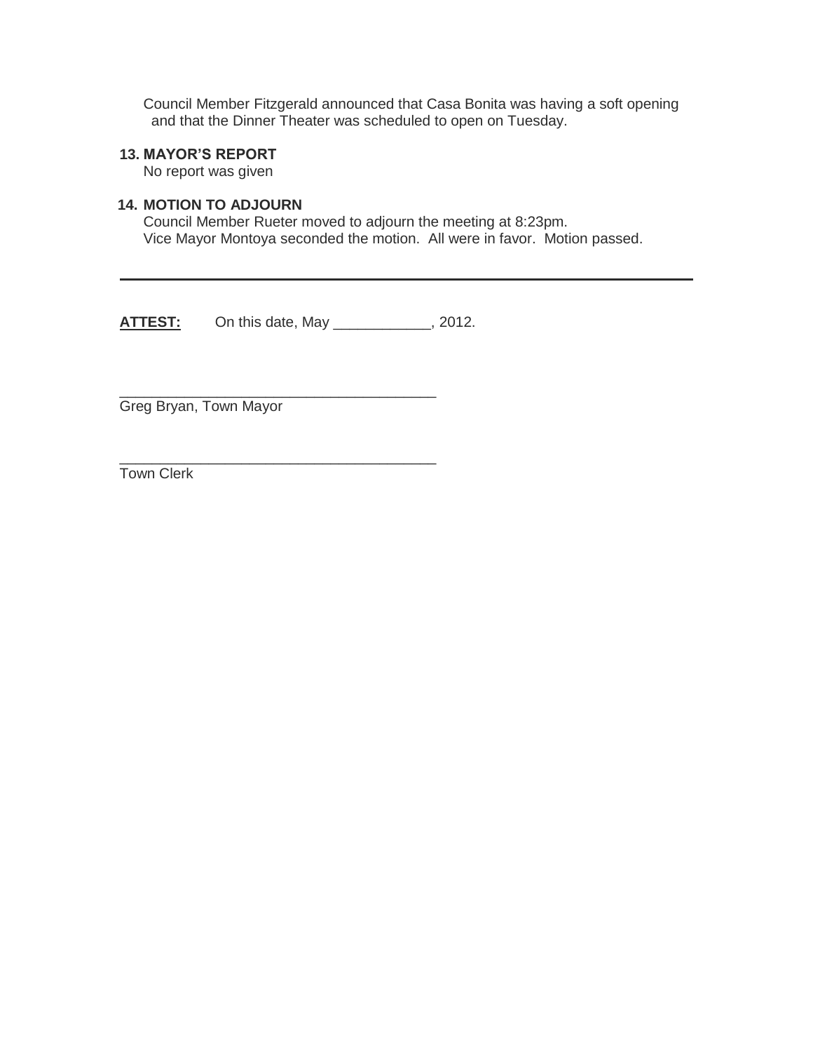Council Member Fitzgerald announced that Casa Bonita was having a soft opening and that the Dinner Theater was scheduled to open on Tuesday.

**13. MAYOR'S REPORT**

No report was given

**14. MOTION TO ADJOURN**

Council Member Rueter moved to adjourn the meeting at 8:23pm.
Vice Mayor Montoya seconded the motion. All were in favor. Motion passed.

---

**ATTEST:** On this date, May ____________, 2012.

_______________________________________
Greg Bryan, Town Mayor

_______________________________________
Town Clerk